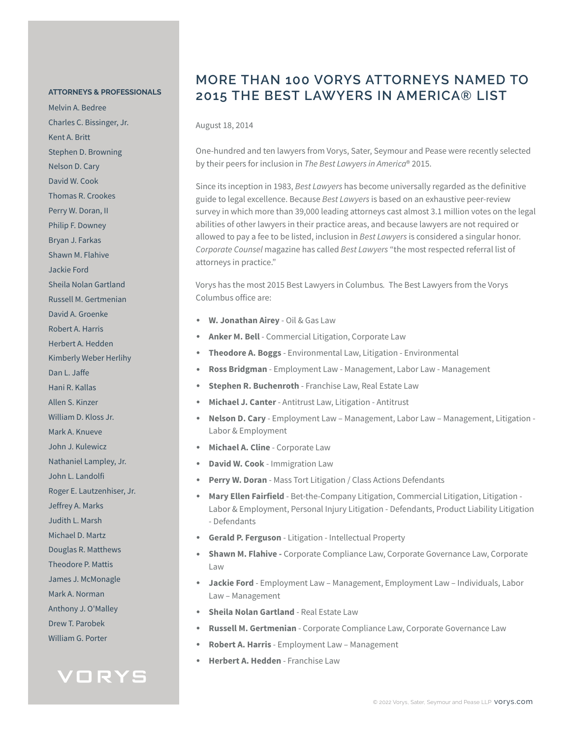# MORE THAN 100 VORYS ATTORNEYS NAMED TO 2015 THE BEST LAWYERS IN AMERICA® LIST

August 18, 2014

One-hundred and ten lawyers from Vorys, Sater, Seymour and Pease were recently selected by their peers for inclusion in *The Best Lawyers in America*® 2015.

Since its inception in 1983, *Best Lawyers* has become universally regarded as the definitive guide to legal excellence. Because *Best Lawyers* is based on an exhaustive peer-review survey in which more than 39,000 leading attorneys cast almost 3.1 million votes on the legal abilities of other lawyers in their practice areas, and because lawyers are not required or allowed to pay a fee to be listed, inclusion in *Best Lawyers* is considered a singular honor. *Corporate Counsel* magazine has called *Best Lawyers* "the most respected referral list of attorneys in practice."

Vorys has the most 2015 Best Lawyers in Columbus. The Best Lawyers from the Vorys Columbus office are:

- **W. Jonathan Airey** - Oil & Gas Law
- **Anker M. Bell** - Commercial Litigation, Corporate Law
- **Theodore A. Boggs** - Environmental Law, Litigation - Environmental
- **Ross Bridgman** - Employment Law - Management, Labor Law - Management
- **Stephen R. Buchenroth** - Franchise Law, Real Estate Law
- **Michael J. Canter** - Antitrust Law, Litigation - Antitrust
- **Nelson D. Cary** - Employment Law – Management, Labor Law – Management, Litigation - Labor & Employment
- **Michael A. Cline** - Corporate Law
- **David W. Cook** - Immigration Law
- **Perry W. Doran** - Mass Tort Litigation / Class Actions Defendants
- **Mary Ellen Fairfield** - Bet-the-Company Litigation, Commercial Litigation, Litigation - Labor & Employment, Personal Injury Litigation - Defendants, Product Liability Litigation - Defendants
- **Gerald P. Ferguson** - Litigation - Intellectual Property
- **Shawn M. Flahive -** Corporate Compliance Law, Corporate Governance Law, Corporate Law
- **Jackie Ford** - Employment Law – Management, Employment Law – Individuals, Labor Law – Management
- **Sheila Nolan Gartland** - Real Estate Law
- **Russell M. Gertmenian** - Corporate Compliance Law, Corporate Governance Law
- **Robert A. Harris** - Employment Law – Management
- **Herbert A. Hedden** - Franchise Law

**ATTORNEYS & PROFESSIONALS**

Melvin A. Bedree
Charles C. Bissinger, Jr.
Kent A. Britt
Stephen D. Browning
Nelson D. Cary
David W. Cook
Thomas R. Crookes
Perry W. Doran, II
Philip F. Downey
Bryan J. Farkas
Shawn M. Flahive
Jackie Ford
Sheila Nolan Gartland
Russell M. Gertmenian
David A. Groenke
Robert A. Harris
Herbert A. Hedden
Kimberly Weber Herlihy
Dan L. Jaffe
Hani R. Kallas
Allen S. Kinzer
William D. Kloss Jr.
Mark A. Knueve
John J. Kulewicz
Nathaniel Lampley, Jr.
John L. Landolfi
Roger E. Lautzenhiser, Jr.
Jeffrey A. Marks
Judith L. Marsh
Michael D. Martz
Douglas R. Matthews
Theodore P. Mattis
James J. McMonagle
Mark A. Norman
Anthony J. O'Malley
Drew T. Parobek
William G. Porter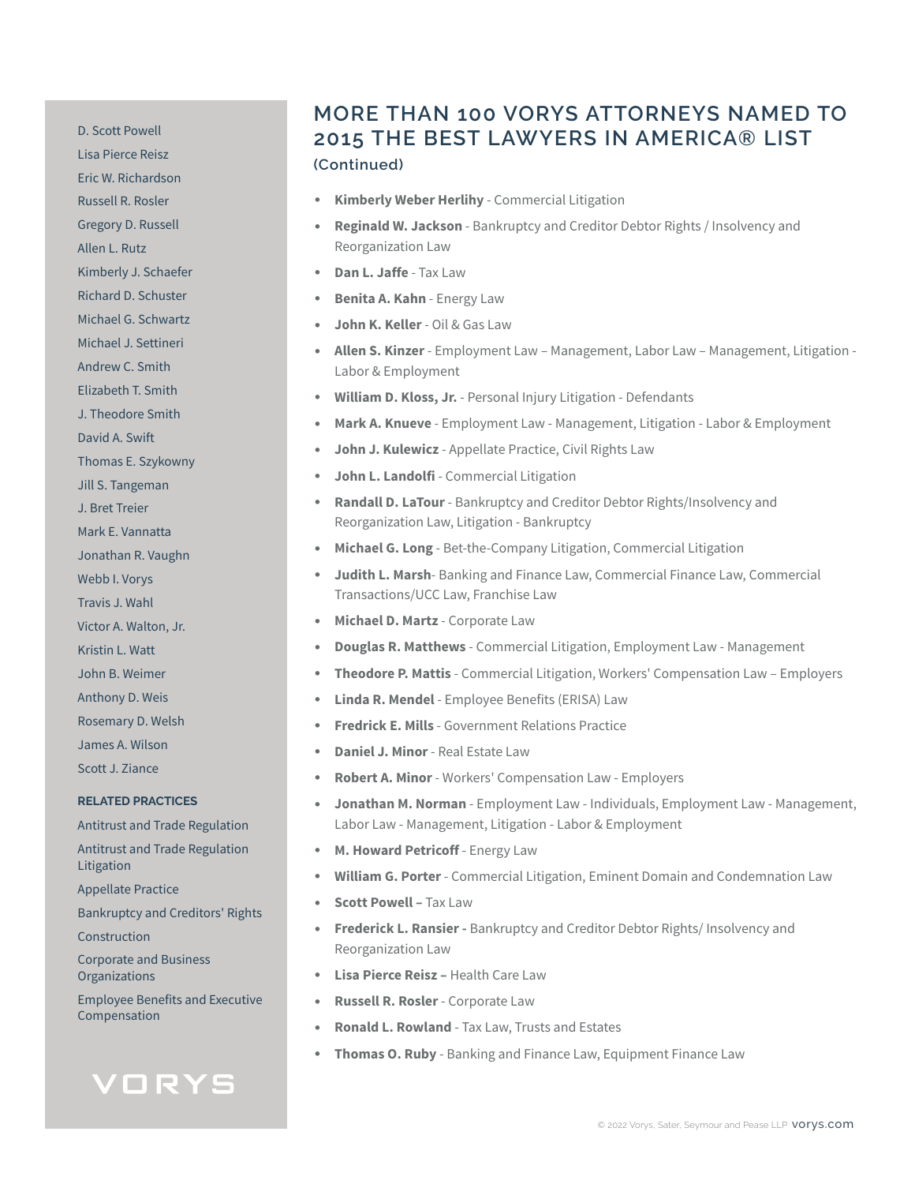## MORE THAN 100 VORYS ATTORNEYS NAMED TO 2015 THE BEST LAWYERS IN AMERICA® LIST

### (Continued)

- **Kimberly Weber Herlihy** - Commercial Litigation
- **Reginald W. Jackson** - Bankruptcy and Creditor Debtor Rights / Insolvency and Reorganization Law
- **Dan L. Jaffe** - Tax Law
- **Benita A. Kahn** - Energy Law
- **John K. Keller** - Oil & Gas Law
- **Allen S. Kinzer** - Employment Law – Management, Labor Law – Management, Litigation - Labor & Employment
- **William D. Kloss, Jr.** - Personal Injury Litigation - Defendants
- **Mark A. Knueve** - Employment Law - Management, Litigation - Labor & Employment
- **John J. Kulewicz** - Appellate Practice, Civil Rights Law
- **John L. Landolfi** - Commercial Litigation
- **Randall D. LaTour** - Bankruptcy and Creditor Debtor Rights/Insolvency and Reorganization Law, Litigation - Bankruptcy
- **Michael G. Long** - Bet-the-Company Litigation, Commercial Litigation
- **Judith L. Marsh**- Banking and Finance Law, Commercial Finance Law, Commercial Transactions/UCC Law, Franchise Law
- **Michael D. Martz** - Corporate Law
- **Douglas R. Matthews** - Commercial Litigation, Employment Law - Management
- **Theodore P. Mattis** - Commercial Litigation, Workers' Compensation Law – Employers
- **Linda R. Mendel** - Employee Benefits (ERISA) Law
- **Fredrick E. Mills** - Government Relations Practice
- **Daniel J. Minor** - Real Estate Law
- **Robert A. Minor** - Workers' Compensation Law - Employers
- **Jonathan M. Norman** - Employment Law - Individuals, Employment Law - Management, Labor Law - Management, Litigation - Labor & Employment
- **M. Howard Petricoff** - Energy Law
- **William G. Porter** - Commercial Litigation, Eminent Domain and Condemnation Law
- **Scott Powell –** Tax Law
- **Frederick L. Ransier -** Bankruptcy and Creditor Debtor Rights/ Insolvency and Reorganization Law
- **Lisa Pierce Reisz –** Health Care Law
- **Russell R. Rosler** - Corporate Law
- **Ronald L. Rowland** - Tax Law, Trusts and Estates
- **Thomas O. Ruby** - Banking and Finance Law, Equipment Finance Law

D. Scott Powell
Lisa Pierce Reisz
Eric W. Richardson
Russell R. Rosler
Gregory D. Russell
Allen L. Rutz
Kimberly J. Schaefer
Richard D. Schuster
Michael G. Schwartz
Michael J. Settineri
Andrew C. Smith
Elizabeth T. Smith
J. Theodore Smith
David A. Swift
Thomas E. Szykowny
Jill S. Tangeman
J. Bret Treier
Mark E. Vannatta
Jonathan R. Vaughn
Webb I. Vorys
Travis J. Wahl
Victor A. Walton, Jr.
Kristin L. Watt
John B. Weimer
Anthony D. Weis
Rosemary D. Welsh
James A. Wilson
Scott J. Ziance

**RELATED PRACTICES**

Antitrust and Trade Regulation
Antitrust and Trade Regulation Litigation
Appellate Practice
Bankruptcy and Creditors' Rights
Construction
Corporate and Business Organizations
Employee Benefits and Executive Compensation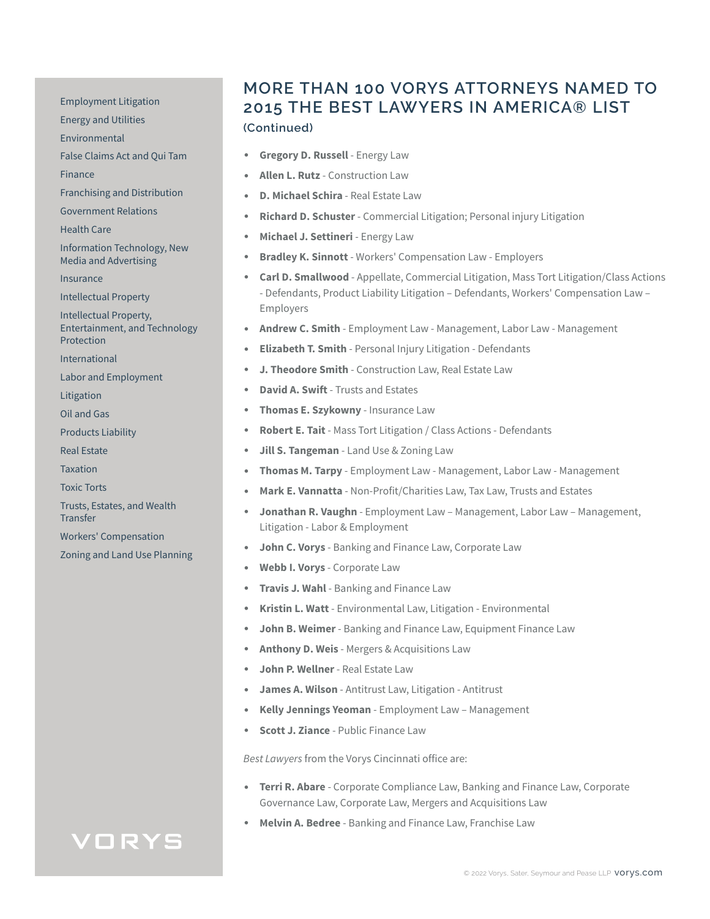- Employment Litigation
- Energy and Utilities
- Environmental
- False Claims Act and Qui Tam
- Finance
- Franchising and Distribution
- Government Relations
- Health Care
- Information Technology, New Media and Advertising
- Insurance
- Intellectual Property
- Intellectual Property, Entertainment, and Technology Protection
- International
- Labor and Employment
- Litigation
- Oil and Gas
- Products Liability
- Real Estate
- Taxation
- Toxic Torts
- Trusts, Estates, and Wealth Transfer
- Workers' Compensation
- Zoning and Land Use Planning

# MORE THAN 100 VORYS ATTORNEYS NAMED TO 2015 THE BEST LAWYERS IN AMERICA® LIST

### (Continued)

- **Gregory D. Russell** - Energy Law
- **Allen L. Rutz** - Construction Law
- **D. Michael Schira** - Real Estate Law
- **Richard D. Schuster** - Commercial Litigation; Personal injury Litigation
- **Michael J. Settineri** - Energy Law
- **Bradley K. Sinnott** - Workers' Compensation Law - Employers
- **Carl D. Smallwood** - Appellate, Commercial Litigation, Mass Tort Litigation/Class Actions - Defendants, Product Liability Litigation – Defendants, Workers' Compensation Law – Employers
- **Andrew C. Smith** - Employment Law - Management, Labor Law - Management
- **Elizabeth T. Smith** - Personal Injury Litigation - Defendants
- **J. Theodore Smith** - Construction Law, Real Estate Law
- **David A. Swift** - Trusts and Estates
- **Thomas E. Szykowny** - Insurance Law
- **Robert E. Tait** - Mass Tort Litigation / Class Actions - Defendants
- **Jill S. Tangeman** - Land Use & Zoning Law
- **Thomas M. Tarpy** - Employment Law - Management, Labor Law - Management
- **Mark E. Vannatta** - Non-Profit/Charities Law, Tax Law, Trusts and Estates
- **Jonathan R. Vaughn** - Employment Law – Management, Labor Law – Management, Litigation - Labor & Employment
- **John C. Vorys** - Banking and Finance Law, Corporate Law
- **Webb I. Vorys** - Corporate Law
- **Travis J. Wahl** - Banking and Finance Law
- **Kristin L. Watt** - Environmental Law, Litigation - Environmental
- **John B. Weimer** - Banking and Finance Law, Equipment Finance Law
- **Anthony D. Weis** - Mergers & Acquisitions Law
- **John P. Wellner** - Real Estate Law
- **James A. Wilson** - Antitrust Law, Litigation - Antitrust
- **Kelly Jennings Yeoman** - Employment Law – Management
- **Scott J. Ziance** - Public Finance Law

*Best Lawyers* from the Vorys Cincinnati office are:

- **Terri R. Abare** - Corporate Compliance Law, Banking and Finance Law, Corporate Governance Law, Corporate Law, Mergers and Acquisitions Law
- **Melvin A. Bedree** - Banking and Finance Law, Franchise Law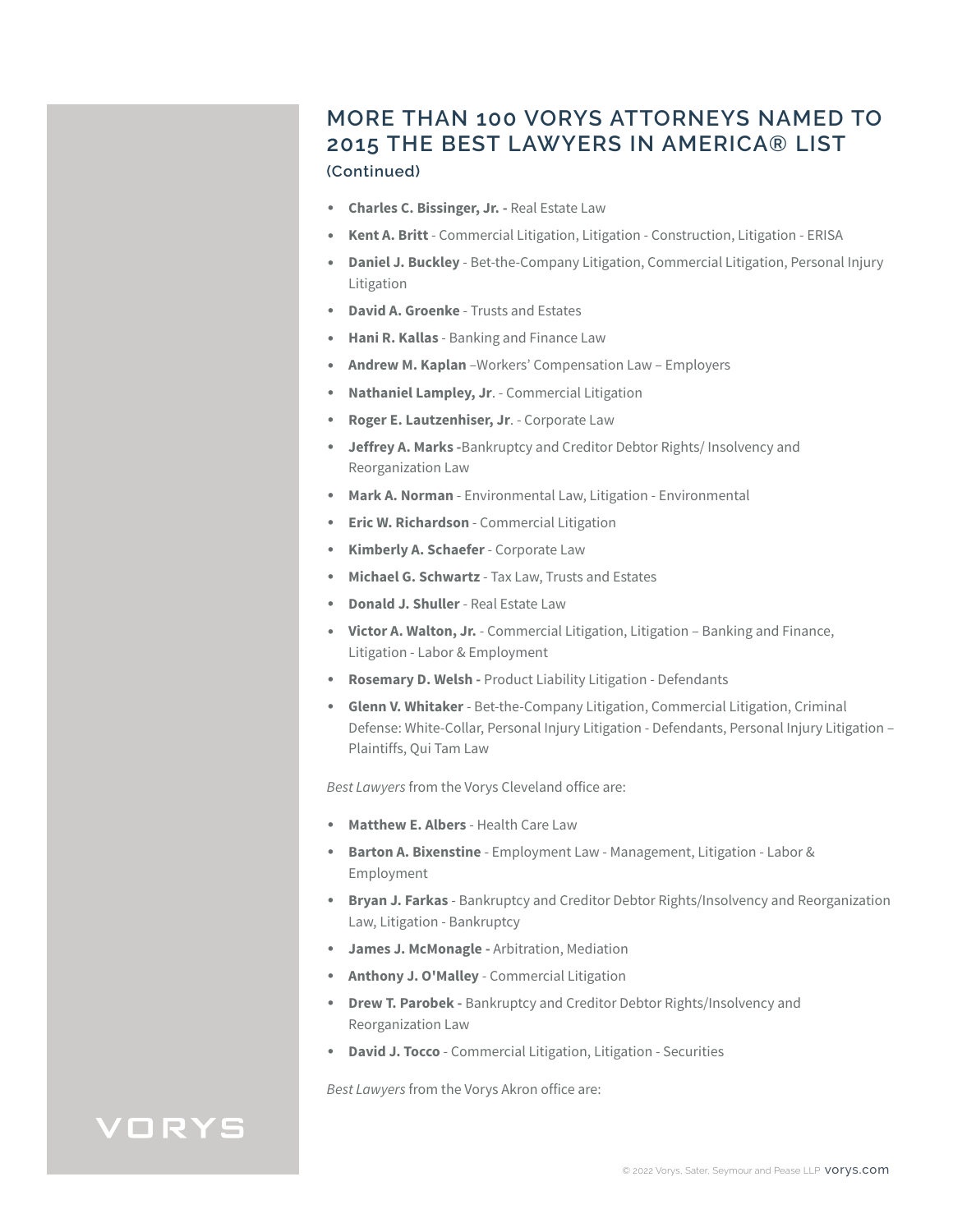## MORE THAN 100 VORYS ATTORNEYS NAMED TO 2015 THE BEST LAWYERS IN AMERICA® LIST

**(Continued)**

- **Charles C. Bissinger, Jr. -** Real Estate Law
- **Kent A. Britt** - Commercial Litigation, Litigation - Construction, Litigation - ERISA
- **Daniel J. Buckley** - Bet-the-Company Litigation, Commercial Litigation, Personal Injury Litigation
- **David A. Groenke** - Trusts and Estates
- **Hani R. Kallas** - Banking and Finance Law
- **Andrew M. Kaplan** –Workers' Compensation Law – Employers
- **Nathaniel Lampley, Jr**. - Commercial Litigation
- **Roger E. Lautzenhiser, Jr**. - Corporate Law
- **Jeffrey A. Marks -**Bankruptcy and Creditor Debtor Rights/ Insolvency and Reorganization Law
- **Mark A. Norman** - Environmental Law, Litigation - Environmental
- **Eric W. Richardson** - Commercial Litigation
- **Kimberly A. Schaefer** - Corporate Law
- **Michael G. Schwartz** - Tax Law, Trusts and Estates
- **Donald J. Shuller** - Real Estate Law
- **Victor A. Walton, Jr.** - Commercial Litigation, Litigation – Banking and Finance, Litigation - Labor & Employment
- **Rosemary D. Welsh -** Product Liability Litigation - Defendants
- **Glenn V. Whitaker** - Bet-the-Company Litigation, Commercial Litigation, Criminal Defense: White-Collar, Personal Injury Litigation - Defendants, Personal Injury Litigation – Plaintiffs, Qui Tam Law

*Best Lawyers* from the Vorys Cleveland office are:

- **Matthew E. Albers** - Health Care Law
- **Barton A. Bixenstine** - Employment Law - Management, Litigation - Labor & Employment
- **Bryan J. Farkas** - Bankruptcy and Creditor Debtor Rights/Insolvency and Reorganization Law, Litigation - Bankruptcy
- **James J. McMonagle -** Arbitration, Mediation
- **Anthony J. O'Malley** - Commercial Litigation
- **Drew T. Parobek -** Bankruptcy and Creditor Debtor Rights/Insolvency and Reorganization Law
- **David J. Tocco** - Commercial Litigation, Litigation - Securities

*Best Lawyers* from the Vorys Akron office are: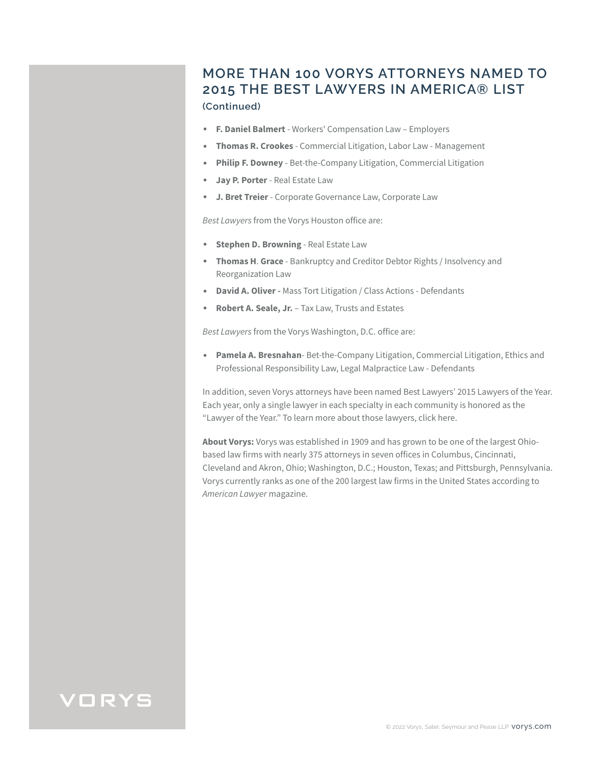## MORE THAN 100 VORYS ATTORNEYS NAMED TO 2015 THE BEST LAWYERS IN AMERICA® LIST

**(Continued)**

- **F. Daniel Balmert** - Workers' Compensation Law – Employers
- **Thomas R. Crookes** - Commercial Litigation, Labor Law - Management
- **Philip F. Downey** - Bet-the-Company Litigation, Commercial Litigation
- **Jay P. Porter** - Real Estate Law
- **J. Bret Treier** - Corporate Governance Law, Corporate Law

*Best Lawyers* from the Vorys Houston office are:

- **Stephen D. Browning** - Real Estate Law
- **Thomas H. Grace** - Bankruptcy and Creditor Debtor Rights / Insolvency and Reorganization Law
- **David A. Oliver -** Mass Tort Litigation / Class Actions - Defendants
- **Robert A. Seale, Jr.** – Tax Law, Trusts and Estates

*Best Lawyers* from the Vorys Washington, D.C. office are:

- **Pamela A. Bresnahan**- Bet-the-Company Litigation, Commercial Litigation, Ethics and Professional Responsibility Law, Legal Malpractice Law - Defendants

In addition, seven Vorys attorneys have been named Best Lawyers' 2015 Lawyers of the Year. Each year, only a single lawyer in each specialty in each community is honored as the "Lawyer of the Year." To learn more about those lawyers, click here.

**About Vorys:** Vorys was established in 1909 and has grown to be one of the largest Ohio-based law firms with nearly 375 attorneys in seven offices in Columbus, Cincinnati, Cleveland and Akron, Ohio; Washington, D.C.; Houston, Texas; and Pittsburgh, Pennsylvania. Vorys currently ranks as one of the 200 largest law firms in the United States according to *American Lawyer* magazine.